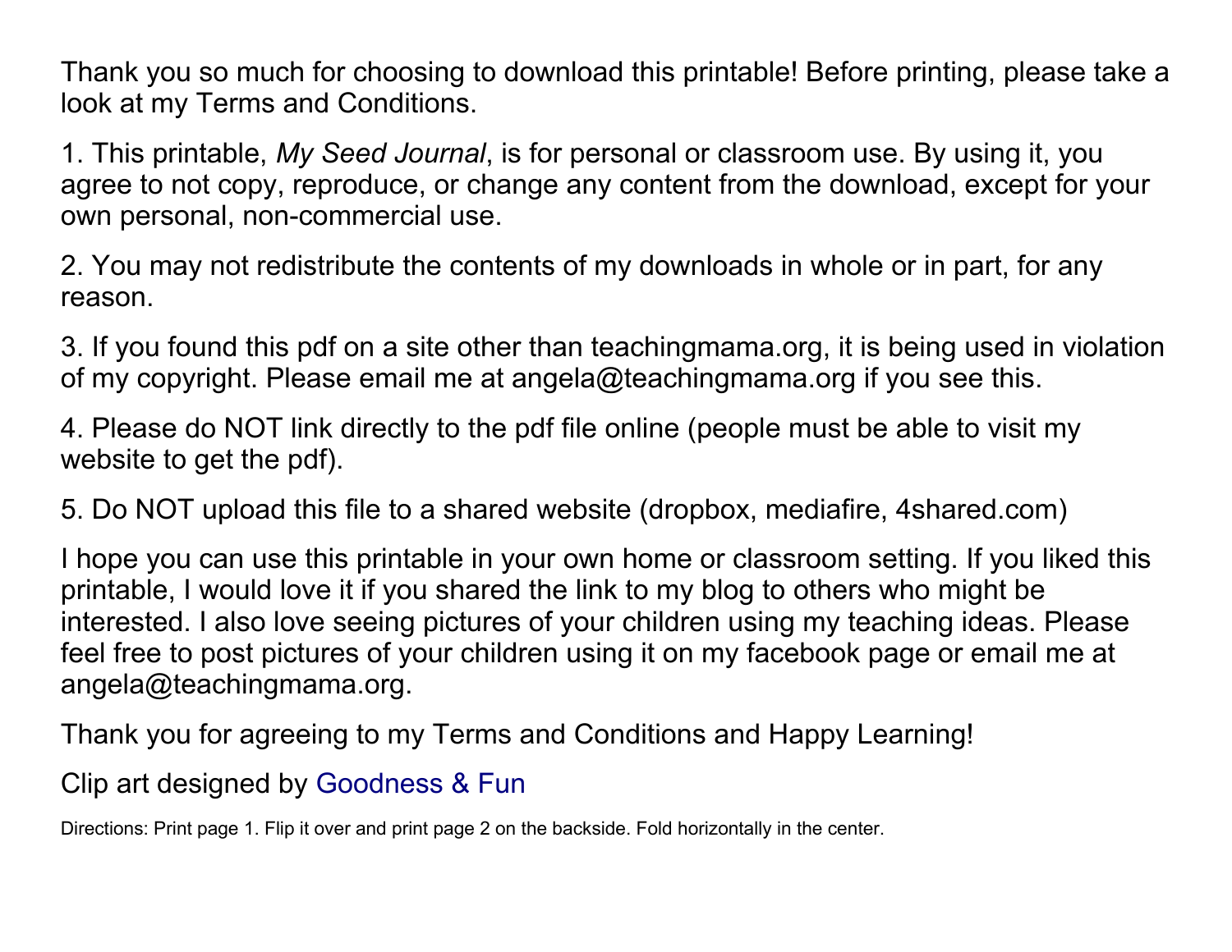Thank you so much for choosing to download this printable! Before printing, please take a look at my Terms and Conditions.

1. This printable, *My Seed Journal*, is for personal or classroom use. By using it, you agree to not copy, reproduce, or change any content from the download, except for your own personal, non-commercial use.

2. You may not redistribute the contents of my downloads in whole or in part, for any reason.

3. If you found this pdf on a site other than teachingmama.org, it is being used in violation of my copyright. Please email me at angela@teachingmama.org if you see this.

4. Please do NOT link directly to the pdf file online (people must be able to visit my website to get the pdf).

5. Do NOT upload this file to a shared website (dropbox, mediafire, 4shared.com)

I hope you can use this printable in your own home or classroom setting. If you liked this printable, I would love it if you shared the link to my blog to others who might be interested. I also love seeing pictures of your children using my teaching ideas. Please feel free to post pictures of your children using it on my facebook page or email me at angela@teachingmama.org.

Thank you for agreeing to my Terms and Conditions and Happy Learning!

Clip art designed by Goodness & Fun

Directions: Print page 1. Flip it over and print page 2 on the backside. Fold horizontally in the center.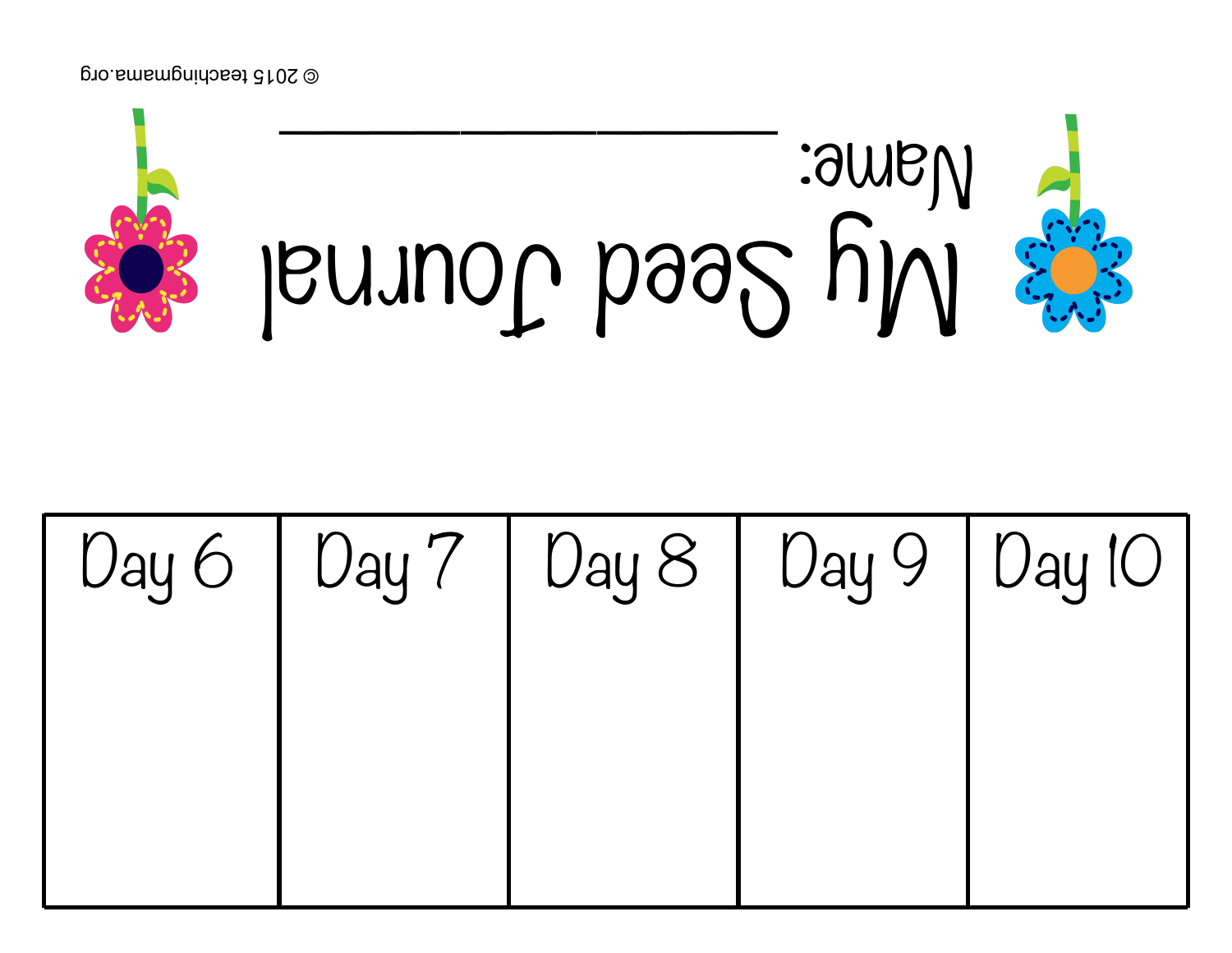# My Seed Journal

Name: ____________________

© 2015 teachingmama.org

| Day 6 | Day 7 | Day 8 | Day 9 | Day 10 |
| --- | --- | --- | --- | --- |
| | | | | |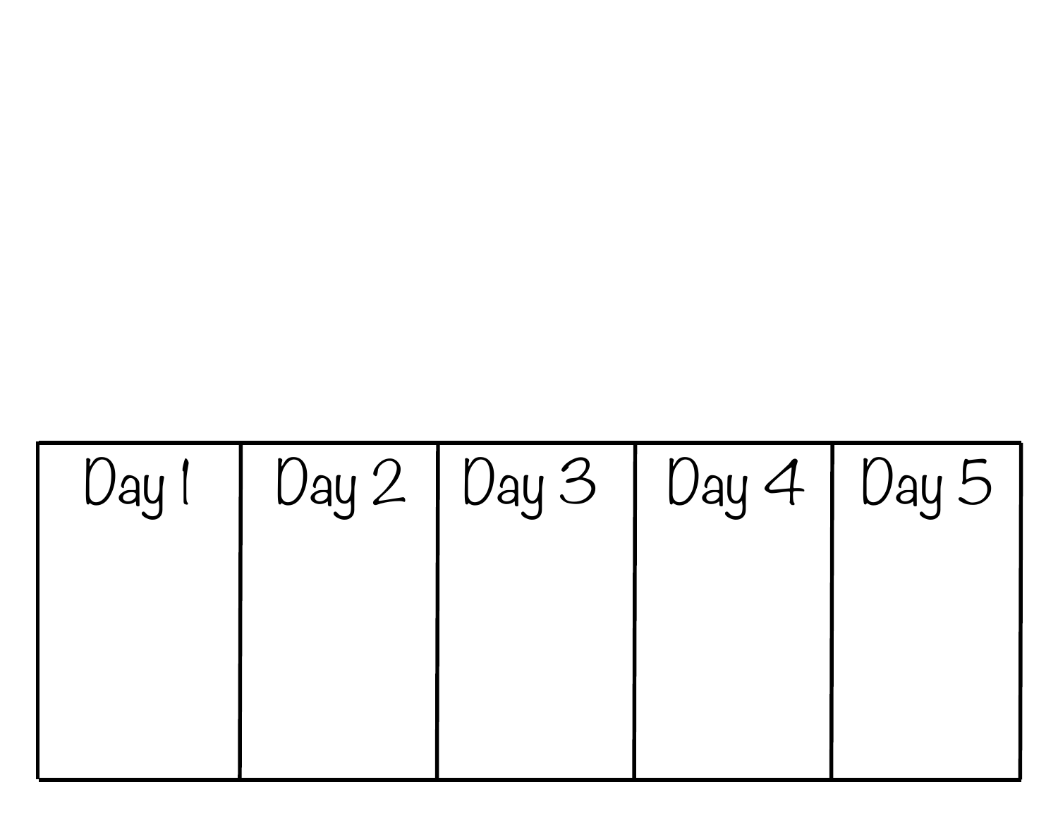| Day 1 | Day 2 | Day 3 | Day 4 | Day 5 |
| --- | --- | --- | --- | --- |
| | | | | |